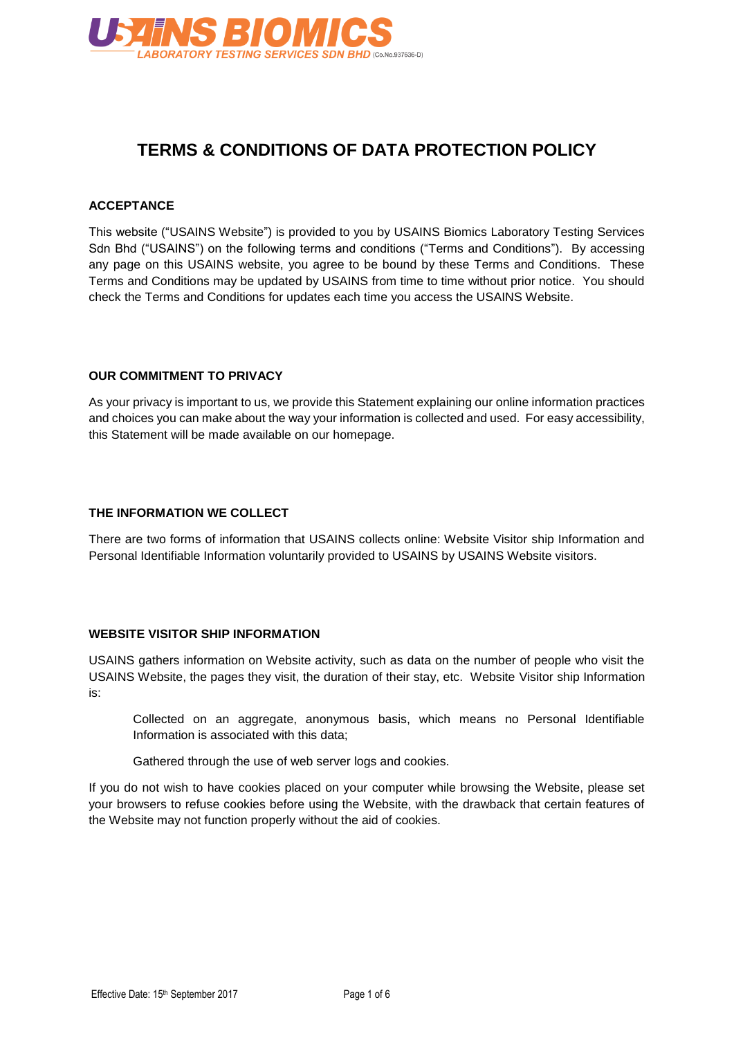# TERMS & CONDITIONS OF DATA PROTECTION POLICY

## ACCEPTANCE

This website ("USAINS Website") is provided to you by USAINS Biomics Laboratory Testing Services Sdn Bhd ("USAINS") on the following terms and conditions ("Terms and Conditions"). By accessing any page on this USAINS website, you agree to be bound by these Terms and Conditions. These Terms and Conditions may be updated by USAINS from time to time without prior notice. You should check the Terms and Conditions for updates each time you access the USAINS Website.

## OUR COMMITMENT TO PRIVACY

As your privacy is important to us, we provide this Statement explaining our online information practices and choices you can make about the way your information is collected and used. For easy accessibility, this Statement will be made available on our homepage.

## THE INFORMATION WE COLLECT

There are two forms of information that USAINS collects online: Website Visitor ship Information and Personal Identifiable Information voluntarily provided to USAINS by USAINS Website visitors.

## WEBSITE VISITOR SHIP INFORMATION

USAINS gathers information on Website activity, such as data on the number of people who visit the USAINS Website, the pages they visit, the duration of their stay, etc. Website Visitor ship Information is:

> Collected on an aggregate, anonymous basis, which means no Personal Identifiable Information is associated with this data;
>
> Gathered through the use of web server logs and cookies.

If you do not wish to have cookies placed on your computer while browsing the Website, please set your browsers to refuse cookies before using the Website, with the drawback that certain features of the Website may not function properly without the aid of cookies.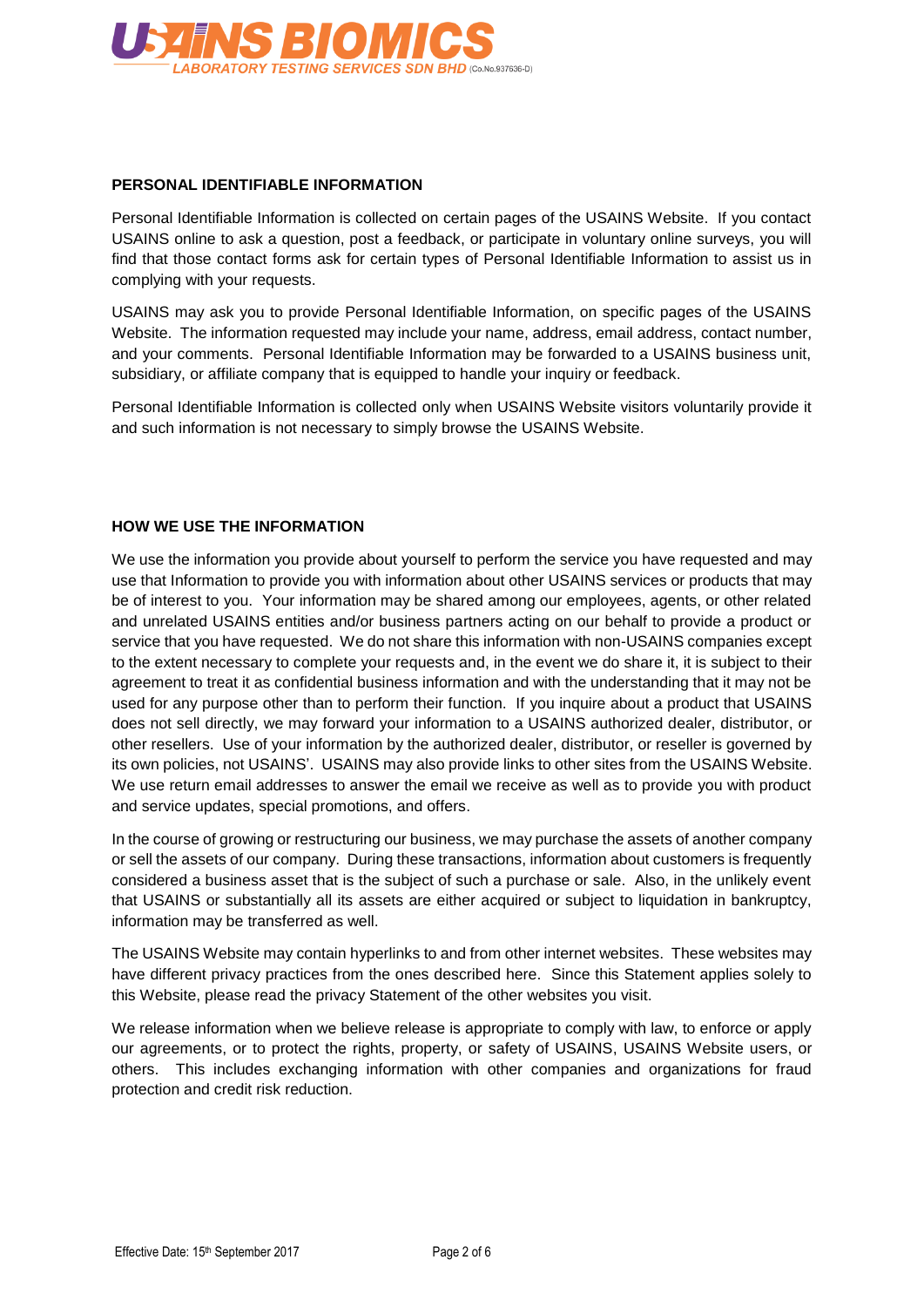## PERSONAL IDENTIFIABLE INFORMATION

Personal Identifiable Information is collected on certain pages of the USAINS Website. If you contact USAINS online to ask a question, post a feedback, or participate in voluntary online surveys, you will find that those contact forms ask for certain types of Personal Identifiable Information to assist us in complying with your requests.

USAINS may ask you to provide Personal Identifiable Information, on specific pages of the USAINS Website. The information requested may include your name, address, email address, contact number, and your comments. Personal Identifiable Information may be forwarded to a USAINS business unit, subsidiary, or affiliate company that is equipped to handle your inquiry or feedback.

Personal Identifiable Information is collected only when USAINS Website visitors voluntarily provide it and such information is not necessary to simply browse the USAINS Website.

## HOW WE USE THE INFORMATION

We use the information you provide about yourself to perform the service you have requested and may use that Information to provide you with information about other USAINS services or products that may be of interest to you. Your information may be shared among our employees, agents, or other related and unrelated USAINS entities and/or business partners acting on our behalf to provide a product or service that you have requested. We do not share this information with non-USAINS companies except to the extent necessary to complete your requests and, in the event we do share it, it is subject to their agreement to treat it as confidential business information and with the understanding that it may not be used for any purpose other than to perform their function. If you inquire about a product that USAINS does not sell directly, we may forward your information to a USAINS authorized dealer, distributor, or other resellers. Use of your information by the authorized dealer, distributor, or reseller is governed by its own policies, not USAINS'. USAINS may also provide links to other sites from the USAINS Website. We use return email addresses to answer the email we receive as well as to provide you with product and service updates, special promotions, and offers.

In the course of growing or restructuring our business, we may purchase the assets of another company or sell the assets of our company. During these transactions, information about customers is frequently considered a business asset that is the subject of such a purchase or sale. Also, in the unlikely event that USAINS or substantially all its assets are either acquired or subject to liquidation in bankruptcy, information may be transferred as well.

The USAINS Website may contain hyperlinks to and from other internet websites. These websites may have different privacy practices from the ones described here. Since this Statement applies solely to this Website, please read the privacy Statement of the other websites you visit.

We release information when we believe release is appropriate to comply with law, to enforce or apply our agreements, or to protect the rights, property, or safety of USAINS, USAINS Website users, or others. This includes exchanging information with other companies and organizations for fraud protection and credit risk reduction.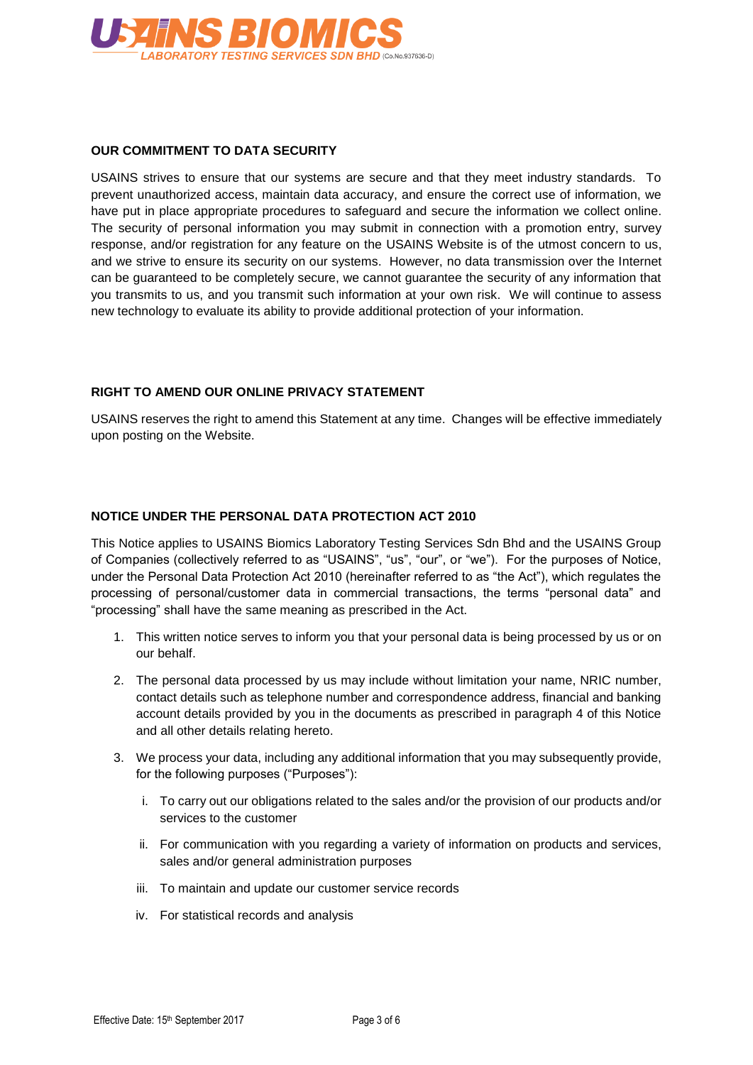## OUR COMMITMENT TO DATA SECURITY

USAINS strives to ensure that our systems are secure and that they meet industry standards. To prevent unauthorized access, maintain data accuracy, and ensure the correct use of information, we have put in place appropriate procedures to safeguard and secure the information we collect online. The security of personal information you may submit in connection with a promotion entry, survey response, and/or registration for any feature on the USAINS Website is of the utmost concern to us, and we strive to ensure its security on our systems. However, no data transmission over the Internet can be guaranteed to be completely secure, we cannot guarantee the security of any information that you transmits to us, and you transmit such information at your own risk. We will continue to assess new technology to evaluate its ability to provide additional protection of your information.

## RIGHT TO AMEND OUR ONLINE PRIVACY STATEMENT

USAINS reserves the right to amend this Statement at any time. Changes will be effective immediately upon posting on the Website.

## NOTICE UNDER THE PERSONAL DATA PROTECTION ACT 2010

This Notice applies to USAINS Biomics Laboratory Testing Services Sdn Bhd and the USAINS Group of Companies (collectively referred to as "USAINS", "us", "our", or "we"). For the purposes of Notice, under the Personal Data Protection Act 2010 (hereinafter referred to as "the Act"), which regulates the processing of personal/customer data in commercial transactions, the terms "personal data" and "processing" shall have the same meaning as prescribed in the Act.

1. This written notice serves to inform you that your personal data is being processed by us or on our behalf.
2. The personal data processed by us may include without limitation your name, NRIC number, contact details such as telephone number and correspondence address, financial and banking account details provided by you in the documents as prescribed in paragraph 4 of this Notice and all other details relating hereto.
3. We process your data, including any additional information that you may subsequently provide, for the following purposes ("Purposes"):
   - i. To carry out our obligations related to the sales and/or the provision of our products and/or services to the customer
   - ii. For communication with you regarding a variety of information on products and services, sales and/or general administration purposes
   - iii. To maintain and update our customer service records
   - iv. For statistical records and analysis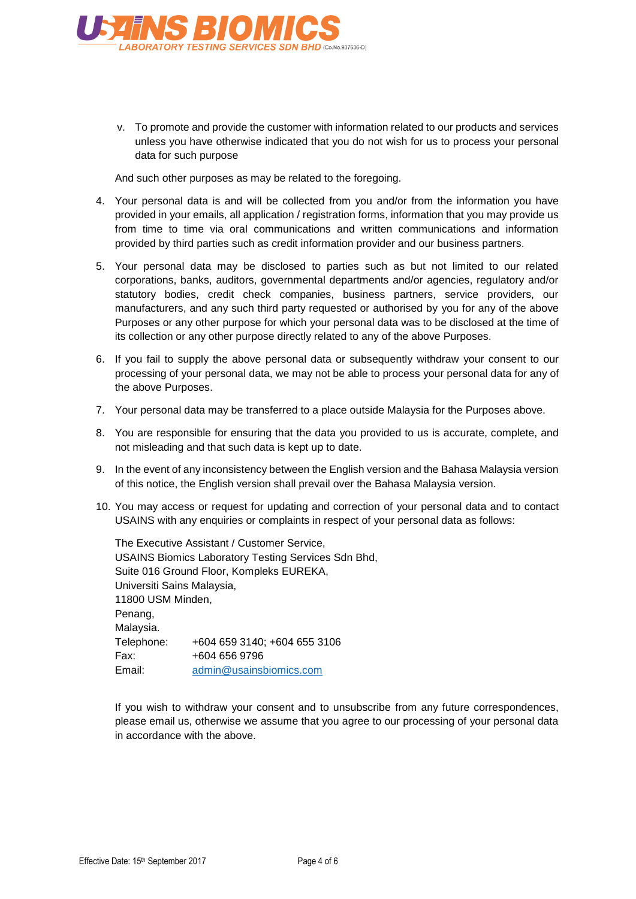v. To promote and provide the customer with information related to our products and services unless you have otherwise indicated that you do not wish for us to process your personal data for such purpose

And such other purposes as may be related to the foregoing.

4. Your personal data is and will be collected from you and/or from the information you have provided in your emails, all application / registration forms, information that you may provide us from time to time via oral communications and written communications and information provided by third parties such as credit information provider and our business partners.

5. Your personal data may be disclosed to parties such as but not limited to our related corporations, banks, auditors, governmental departments and/or agencies, regulatory and/or statutory bodies, credit check companies, business partners, service providers, our manufacturers, and any such third party requested or authorised by you for any of the above Purposes or any other purpose for which your personal data was to be disclosed at the time of its collection or any other purpose directly related to any of the above Purposes.

6. If you fail to supply the above personal data or subsequently withdraw your consent to our processing of your personal data, we may not be able to process your personal data for any of the above Purposes.

7. Your personal data may be transferred to a place outside Malaysia for the Purposes above.

8. You are responsible for ensuring that the data you provided to us is accurate, complete, and not misleading and that such data is kept up to date.

9. In the event of any inconsistency between the English version and the Bahasa Malaysia version of this notice, the English version shall prevail over the Bahasa Malaysia version.

10. You may access or request for updating and correction of your personal data and to contact USAINS with any enquiries or complaints in respect of your personal data as follows:

    The Executive Assistant / Customer Service,
    USAINS Biomics Laboratory Testing Services Sdn Bhd,
    Suite 016 Ground Floor, Kompleks EUREKA,
    Universiti Sains Malaysia,
    11800 USM Minden,
    Penang,
    Malaysia.
    Telephone: +604 659 3140; +604 655 3106
    Fax: +604 656 9796
    Email: admin@usainsbiomics.com

    If you wish to withdraw your consent and to unsubscribe from any future correspondences, please email us, otherwise we assume that you agree to our processing of your personal data in accordance with the above.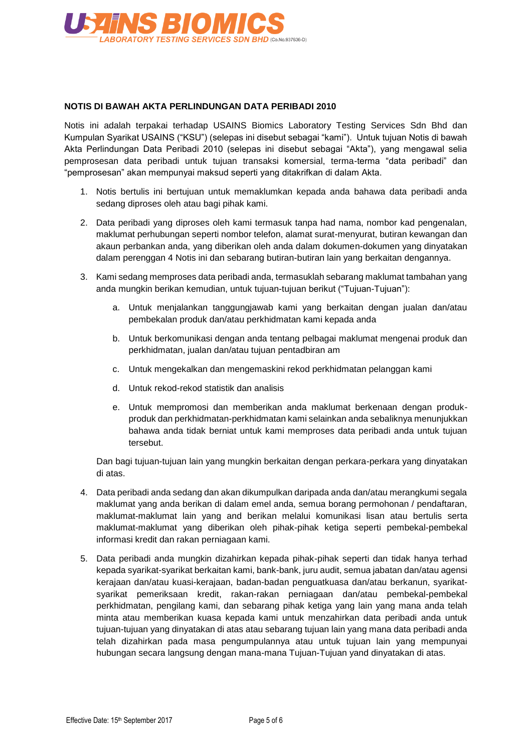**NOTIS DI BAWAH AKTA PERLINDUNGAN DATA PERIBADI 2010**

Notis ini adalah terpakai terhadap USAINS Biomics Laboratory Testing Services Sdn Bhd dan Kumpulan Syarikat USAINS ("KSU") (selepas ini disebut sebagai "kami"). Untuk tujuan Notis di bawah Akta Perlindungan Data Peribadi 2010 (selepas ini disebut sebagai "Akta"), yang mengawal selia pemprosesan data peribadi untuk tujuan transaksi komersial, terma-terma "data peribadi" dan "pemprosesan" akan mempunyai maksud seperti yang ditakrifkan di dalam Akta.

1. Notis bertulis ini bertujuan untuk memaklumkan kepada anda bahawa data peribadi anda sedang diproses oleh atau bagi pihak kami.

2. Data peribadi yang diproses oleh kami termasuk tanpa had nama, nombor kad pengenalan, maklumat perhubungan seperti nombor telefon, alamat surat-menyurat, butiran kewangan dan akaun perbankan anda, yang diberikan oleh anda dalam dokumen-dokumen yang dinyatakan dalam perenggan 4 Notis ini dan sebarang butiran-butiran lain yang berkaitan dengannya.

3. Kami sedang memproses data peribadi anda, termasuklah sebarang maklumat tambahan yang anda mungkin berikan kemudian, untuk tujuan-tujuan berikut ("Tujuan-Tujuan"):

    a. Untuk menjalankan tanggungjawab kami yang berkaitan dengan jualan dan/atau pembekalan produk dan/atau perkhidmatan kami kepada anda

    b. Untuk berkomunikasi dengan anda tentang pelbagai maklumat mengenai produk dan perkhidmatan, jualan dan/atau tujuan pentadbiran am

    c. Untuk mengekalkan dan mengemaskini rekod perkhidmatan pelanggan kami

    d. Untuk rekod-rekod statistik dan analisis

    e. Untuk mempromosi dan memberikan anda maklumat berkenaan dengan produk-produk dan perkhidmatan-perkhidmatan kami selainkan anda sebaliknya menunjukkan bahawa anda tidak berniat untuk kami memproses data peribadi anda untuk tujuan tersebut.

    Dan bagi tujuan-tujuan lain yang mungkin berkaitan dengan perkara-perkara yang dinyatakan di atas.

4. Data peribadi anda sedang dan akan dikumpulkan daripada anda dan/atau merangkumi segala maklumat yang anda berikan di dalam emel anda, semua borang permohonan / pendaftaran, maklumat-maklumat lain yang and berikan melalui komunikasi lisan atau bertulis serta maklumat-maklumat yang diberikan oleh pihak-pihak ketiga seperti pembekal-pembekal informasi kredit dan rakan perniagaan kami.

5. Data peribadi anda mungkin dizahirkan kepada pihak-pihak seperti dan tidak hanya terhad kepada syarikat-syarikat berkaitan kami, bank-bank, juru audit, semua jabatan dan/atau agensi kerajaan dan/atau kuasi-kerajaan, badan-badan penguatkuasa dan/atau berkanun, syarikat-syarikat pemeriksaan kredit, rakan-rakan perniagaan dan/atau pembekal-pembekal perkhidmatan, pengilang kami, dan sebarang pihak ketiga yang lain yang mana anda telah minta atau memberikan kuasa kepada kami untuk menzahirkan data peribadi anda untuk tujuan-tujuan yang dinyatakan di atas atau sebarang tujuan lain yang mana data peribadi anda telah dizahirkan pada masa pengumpulannya atau untuk tujuan lain yang mempunyai hubungan secara langsung dengan mana-mana Tujuan-Tujuan yand dinyatakan di atas.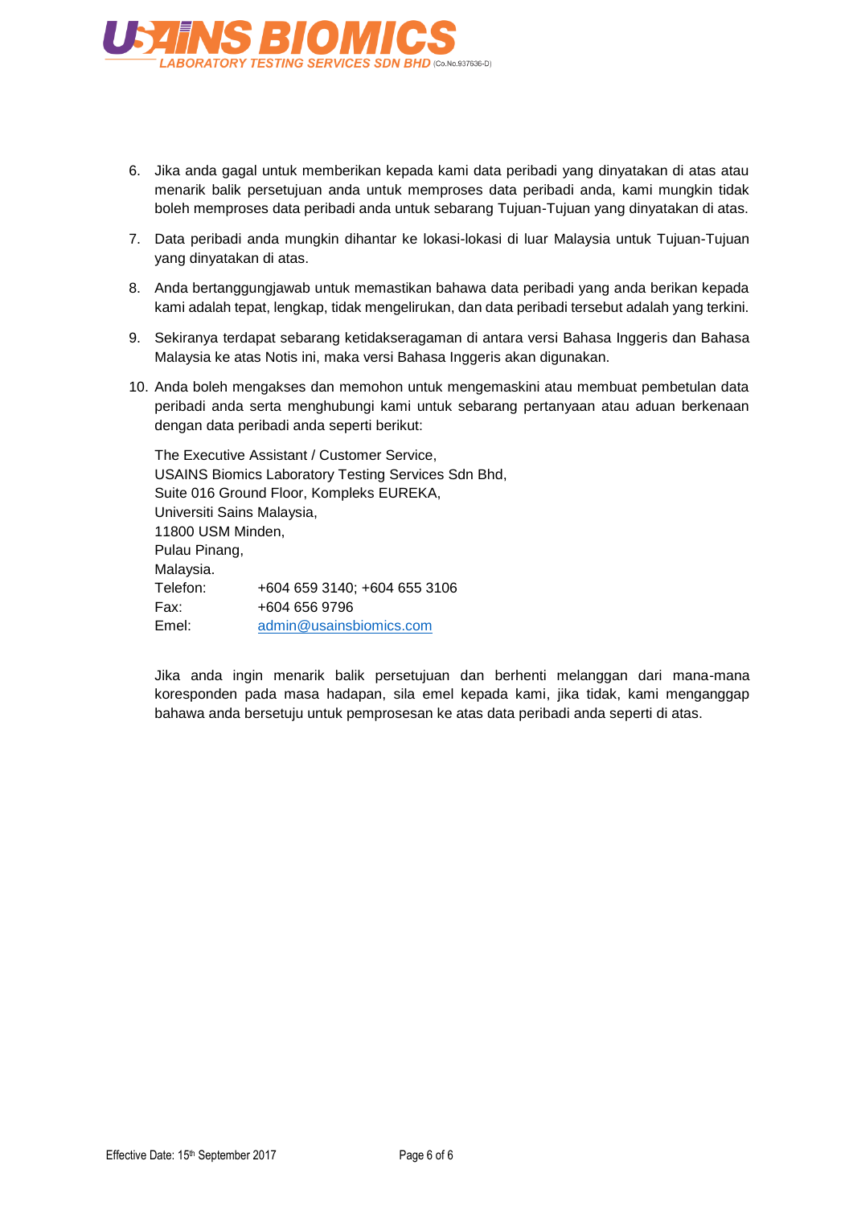6. Jika anda gagal untuk memberikan kepada kami data peribadi yang dinyatakan di atas atau menarik balik persetujuan anda untuk memproses data peribadi anda, kami mungkin tidak boleh memproses data peribadi anda untuk sebarang Tujuan-Tujuan yang dinyatakan di atas.

7. Data peribadi anda mungkin dihantar ke lokasi-lokasi di luar Malaysia untuk Tujuan-Tujuan yang dinyatakan di atas.

8. Anda bertanggungjawab untuk memastikan bahawa data peribadi yang anda berikan kepada kami adalah tepat, lengkap, tidak mengelirukan, dan data peribadi tersebut adalah yang terkini.

9. Sekiranya terdapat sebarang ketidakseragaman di antara versi Bahasa Inggeris dan Bahasa Malaysia ke atas Notis ini, maka versi Bahasa Inggeris akan digunakan.

10. Anda boleh mengakses dan memohon untuk mengemaskini atau membuat pembetulan data peribadi anda serta menghubungi kami untuk sebarang pertanyaan atau aduan berkenaan dengan data peribadi anda seperti berikut:

    The Executive Assistant / Customer Service,
    USAINS Biomics Laboratory Testing Services Sdn Bhd,
    Suite 016 Ground Floor, Kompleks EUREKA,
    Universiti Sains Malaysia,
    11800 USM Minden,
    Pulau Pinang,
    Malaysia.
    Telefon: +604 659 3140; +604 655 3106
    Fax: +604 656 9796
    Emel: admin@usainsbiomics.com

    Jika anda ingin menarik balik persetujuan dan berhenti melanggan dari mana-mana koresponden pada masa hadapan, sila emel kepada kami, jika tidak, kami menganggap bahawa anda bersetuju untuk pemprosesan ke atas data peribadi anda seperti di atas.